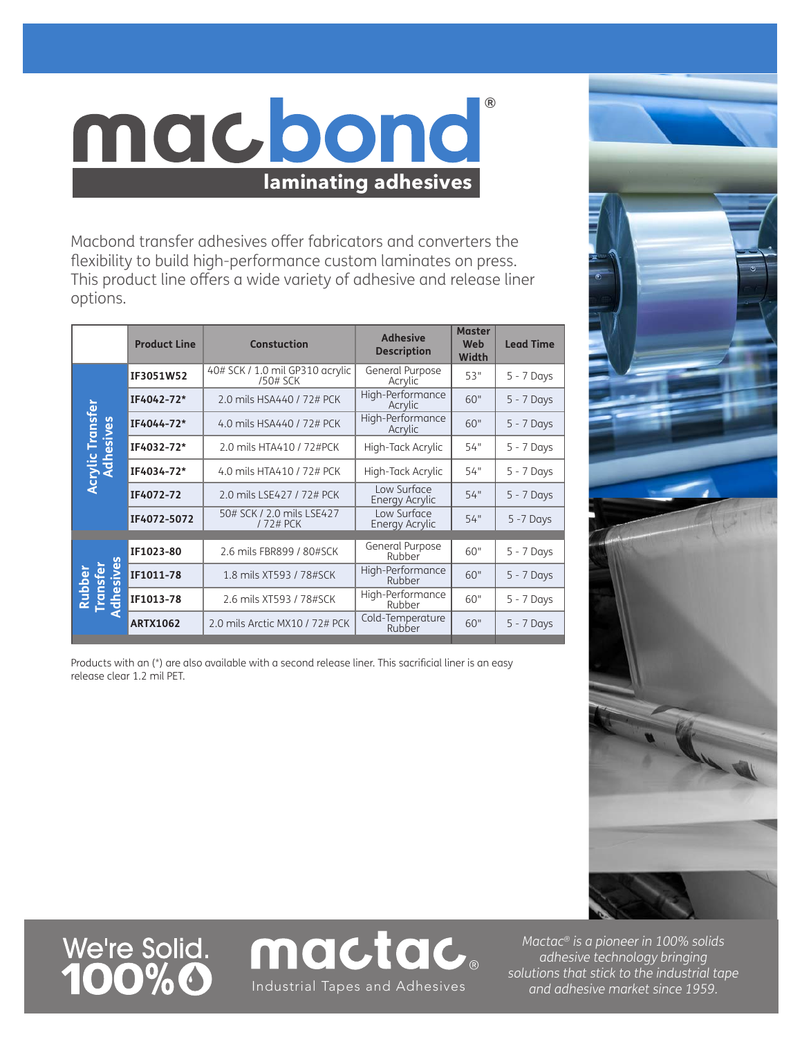# macbond®

## laminating adhesives

Macbond transfer adhesives offer fabricators and converters the flexibility to build high-performance custom laminates on press. This product line offers a wide variety of adhesive and release liner options.

| | Product Line | Constuction | Adhesive Description | Master Web Width | Lead Time |
|---|---|---|---|---|---|
| Acrylic Transfer Adhesives | **IF3051W52** | 40# SCK / 1.0 mil GP310 acrylic /50# SCK | General Purpose Acrylic | 53" | 5 - 7 Days |
| | **IF4042-72*** | 2.0 mils HSA440 / 72# PCK | High-Performance Acrylic | 60" | 5 - 7 Days |
| | **IF4044-72*** | 4.0 mils HSA440 / 72# PCK | High-Performance Acrylic | 60" | 5 - 7 Days |
| | **IF4032-72*** | 2.0 mils HTA410 / 72#PCK | High-Tack Acrylic | 54" | 5 - 7 Days |
| | **IF4034-72*** | 4.0 mils HTA410 / 72# PCK | High-Tack Acrylic | 54" | 5 - 7 Days |
| | **IF4072-72** | 2.0 mils LSE427 / 72# PCK | Low Surface Energy Acrylic | 54" | 5 - 7 Days |
| | **IF4072-5072** | 50# SCK / 2.0 mils LSE427 / 72# PCK | Low Surface Energy Acrylic | 54" | 5 -7 Days |
| Rubber Transfer Adhesives | **IF1023-80** | 2.6 mils FBR899 / 80#SCK | General Purpose Rubber | 60" | 5 - 7 Days |
| | **IF1011-78** | 1.8 mils XT593 / 78#SCK | High-Performance Rubber | 60" | 5 - 7 Days |
| | **IF1013-78** | 2.6 mils XT593 / 78#SCK | High-Performance Rubber | 60" | 5 - 7 Days |
| | **ARTX1062** | 2.0 mils Arctic MX10 / 72# PCK | Cold-Temperature Rubber | 60" | 5 - 7 Days |

Products with an (*) are also available with a second release liner. This sacrificial liner is an easy release clear 1.2 mil PET.

We're Solid. 100%

mactac® Industrial Tapes and Adhesives

*Mactac® is a pioneer in 100% solids adhesive technology bringing solutions that stick to the industrial tape and adhesive market since 1959.*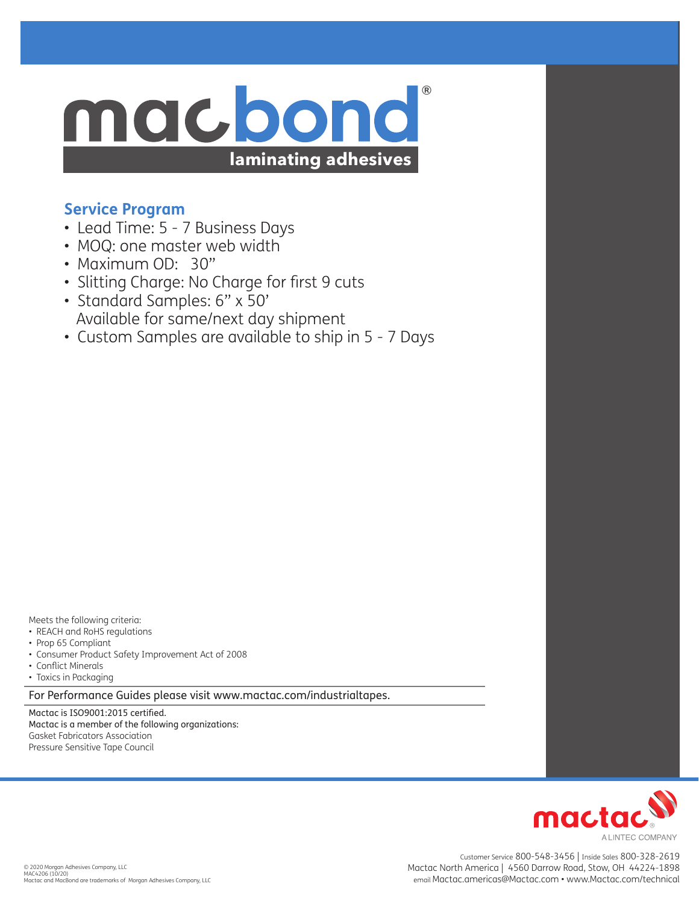# macbond®

**laminating adhesives**

## Service Program

- Lead Time: 5 - 7 Business Days
- MOQ: one master web width
- Maximum OD: 30”
- Slitting Charge: No Charge for first 9 cuts
- Standard Samples: 6” x 50’
  Available for same/next day shipment
- Custom Samples are available to ship in 5 - 7 Days

Meets the following criteria:

- REACH and RoHS regulations
- Prop 65 Compliant
- Consumer Product Safety Improvement Act of 2008
- Conflict Minerals
- Toxics in Packaging

For Performance Guides please visit www.mactac.com/industrialtapes.

Mactac is ISO9001:2015 certified.
Mactac is a member of the following organizations:
Gasket Fabricators Association
Pressure Sensitive Tape Council

mactac® A LINTEC COMPANY

Customer Service 800-548-3456 | Inside Sales 800-328-2619
Mactac North America | 4560 Darrow Road, Stow, OH 44224-1898
email Mactac.americas@Mactac.com • www.Mactac.com/technical

© 2020 Morgan Adhesives Company, LLC
MAC4206 (10/20)
Mactac and MacBond are trademarks of Morgan Adhesives Company, LLC